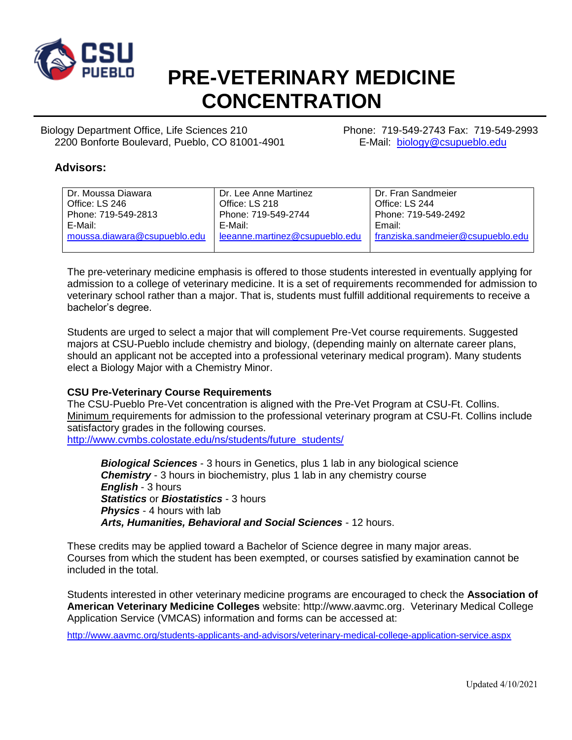# PRE-VETERINARY MEDICINE CONCENTRATION

Biology Department Office, Life Sciences 210
2200 Bonforte Boulevard, Pueblo, CO 81001-4901

Phone: 719-549-2743 Fax: 719-549-2993
E-Mail: biology@csupueblo.edu

## Advisors:

| Dr. Moussa Diawara | Dr. Lee Anne Martinez | Dr. Fran Sandmeier |
|---|---|---|
| Office: LS 246 | Office: LS 218 | Office: LS 244 |
| Phone: 719-549-2813 | Phone: 719-549-2744 | Phone: 719-549-2492 |
| E-Mail: moussa.diawara@csupueblo.edu | E-Mail: leeanne.martinez@csupueblo.edu | Email: franziska.sandmeier@csupueblo.edu |

The pre-veterinary medicine emphasis is offered to those students interested in eventually applying for admission to a college of veterinary medicine. It is a set of requirements recommended for admission to veterinary school rather than a major. That is, students must fulfill additional requirements to receive a bachelor's degree.

Students are urged to select a major that will complement Pre-Vet course requirements. Suggested majors at CSU-Pueblo include chemistry and biology, (depending mainly on alternate career plans, should an applicant not be accepted into a professional veterinary medical program). Many students elect a Biology Major with a Chemistry Minor.

**CSU Pre-Veterinary Course Requirements**
The CSU-Pueblo Pre-Vet concentration is aligned with the Pre-Vet Program at CSU-Ft. Collins. Minimum requirements for admission to the professional veterinary program at CSU-Ft. Collins include satisfactory grades in the following courses.
http://www.cvmbs.colostate.edu/ns/students/future_students/

***Biological Sciences*** - 3 hours in Genetics, plus 1 lab in any biological science
***Chemistry*** - 3 hours in biochemistry, plus 1 lab in any chemistry course
***English*** - 3 hours
***Statistics*** or ***Biostatistics*** - 3 hours
***Physics*** - 4 hours with lab
***Arts, Humanities, Behavioral and Social Sciences*** - 12 hours.

These credits may be applied toward a Bachelor of Science degree in many major areas. Courses from which the student has been exempted, or courses satisfied by examination cannot be included in the total.

Students interested in other veterinary medicine programs are encouraged to check the **Association of American Veterinary Medicine Colleges** website: http://www.aavmc.org. Veterinary Medical College Application Service (VMCAS) information and forms can be accessed at:

http://www.aavmc.org/students-applicants-and-advisors/veterinary-medical-college-application-service.aspx

Updated 4/10/2021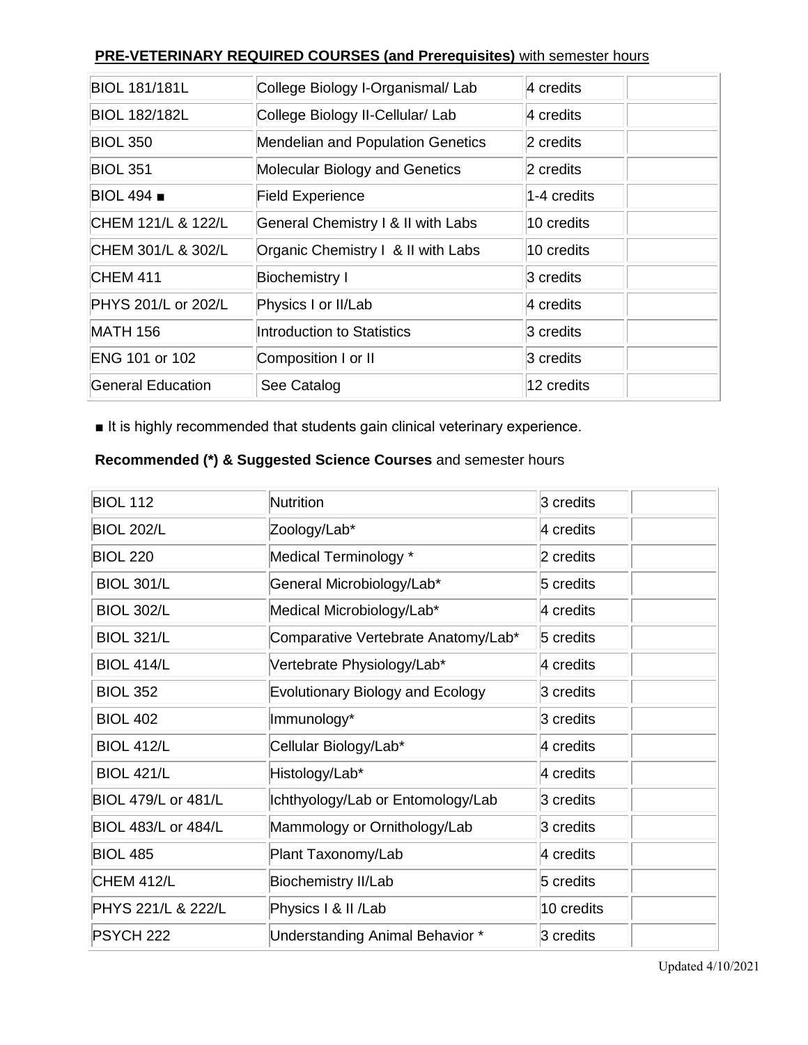**PRE-VETERINARY REQUIRED COURSES (and Prerequisites)** with semester hours

| | | | |
|---|---|---|---|
| BIOL 181/181L | College Biology I-Organismal/ Lab | 4 credits | |
| BIOL 182/182L | College Biology II-Cellular/ Lab | 4 credits | |
| BIOL 350 | Mendelian and Population Genetics | 2 credits | |
| BIOL 351 | Molecular Biology and Genetics | 2 credits | |
| BIOL 494 ■ | Field Experience | 1-4 credits | |
| CHEM 121/L & 122/L | General Chemistry I & II with Labs | 10 credits | |
| CHEM 301/L & 302/L | Organic Chemistry I & II with Labs | 10 credits | |
| CHEM 411 | Biochemistry I | 3 credits | |
| PHYS 201/L or 202/L | Physics I or II/Lab | 4 credits | |
| MATH 156 | Introduction to Statistics | 3 credits | |
| ENG 101 or 102 | Composition I or II | 3 credits | |
| General Education | See Catalog | 12 credits | |

■ It is highly recommended that students gain clinical veterinary experience.

**Recommended (*) & Suggested Science Courses** and semester hours

| | | | |
|---|---|---|---|
| BIOL 112 | Nutrition | 3 credits | |
| BIOL 202/L | Zoology/Lab* | 4 credits | |
| BIOL 220 | Medical Terminology * | 2 credits | |
| BIOL 301/L | General Microbiology/Lab* | 5 credits | |
| BIOL 302/L | Medical Microbiology/Lab* | 4 credits | |
| BIOL 321/L | Comparative Vertebrate Anatomy/Lab* | 5 credits | |
| BIOL 414/L | Vertebrate Physiology/Lab* | 4 credits | |
| BIOL 352 | Evolutionary Biology and Ecology | 3 credits | |
| BIOL 402 | Immunology* | 3 credits | |
| BIOL 412/L | Cellular Biology/Lab* | 4 credits | |
| BIOL 421/L | Histology/Lab* | 4 credits | |
| BIOL 479/L or 481/L | Ichthyology/Lab or Entomology/Lab | 3 credits | |
| BIOL 483/L or 484/L | Mammology or Ornithology/Lab | 3 credits | |
| BIOL 485 | Plant Taxonomy/Lab | 4 credits | |
| CHEM 412/L | Biochemistry II/Lab | 5 credits | |
| PHYS 221/L & 222/L | Physics I & II /Lab | 10 credits | |
| PSYCH 222 | Understanding Animal Behavior * | 3 credits | |

Updated 4/10/2021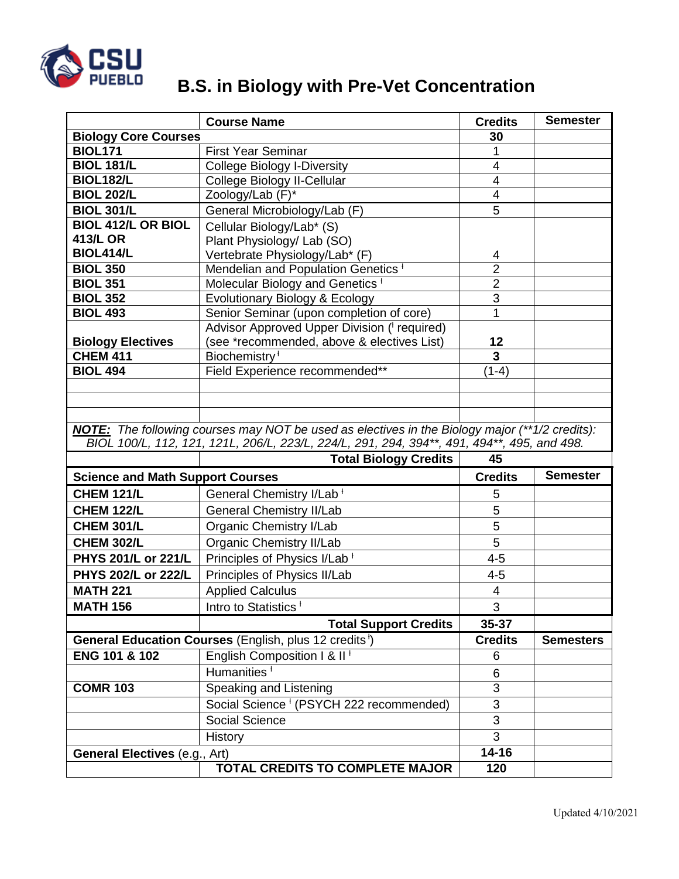# B.S. in Biology with Pre-Vet Concentration

| | Course Name | Credits | Semester |
|---|---|---|---|
| **Biology Core Courses** | | **30** | |
| **BIOL171** | First Year Seminar | 1 | |
| **BIOL 181/L** | College Biology I-Diversity | 4 | |
| **BIOL182/L** | College Biology II-Cellular | 4 | |
| **BIOL 202/L** | Zoology/Lab (F)* | 4 | |
| **BIOL 301/L** | General Microbiology/Lab (F) | 5 | |
| **BIOL 412/L OR BIOL 413/L OR BIOL414/L** | Cellular Biology/Lab* (S) Plant Physiology/ Lab (SO) Vertebrate Physiology/Lab* (F) | 4 | |
| **BIOL 350** | Mendelian and Population Genetics [ł] | 2 | |
| **BIOL 351** | Molecular Biology and Genetics [ł] | 2 | |
| **BIOL 352** | Evolutionary Biology & Ecology | 3 | |
| **BIOL 493** | Senior Seminar (upon completion of core) | 1 | |
| **Biology Electives** | Advisor Approved Upper Division (ł required) (see *recommended, above & electives List) | **12** | |
| **CHEM 411** | Biochemistry [ł] | **3** | |
| **BIOL 494** | Field Experience recommended** | (1-4) | |
| | | | |
| | | | |
| | | | |
| ***NOTE:*** *The following courses may NOT be used as electives in the Biology major (**1/2 credits): BIOL 100/L, 112, 121, 121L, 206/L, 223/L, 224/L, 291, 294, 394**, 491, 494**, 495, and 498.* | | | |
| | **Total Biology Credits** | **45** | |
| **Science and Math Support Courses** | | **Credits** | **Semester** |
| **CHEM 121/L** | General Chemistry I/Lab [ł] | 5 | |
| **CHEM 122/L** | General Chemistry II/Lab | 5 | |
| **CHEM 301/L** | Organic Chemistry I/Lab | 5 | |
| **CHEM 302/L** | Organic Chemistry II/Lab | 5 | |
| **PHYS 201/L or 221/L** | Principles of Physics I/Lab [ł] | 4-5 | |
| **PHYS 202/L or 222/L** | Principles of Physics II/Lab | 4-5 | |
| **MATH 221** | Applied Calculus | 4 | |
| **MATH 156** | Intro to Statistics [ł] | 3 | |
| | **Total Support Credits** | **35-37** | |
| **General Education Courses** (English, plus 12 credits ł) | | **Credits** | **Semesters** |
| **ENG 101 & 102** | English Composition I & II [ł] | 6 | |
| | Humanities [ł] | 6 | |
| **COMR 103** | Speaking and Listening | 3 | |
| | Social Science [ł] (PSYCH 222 recommended) | 3 | |
| | Social Science | 3 | |
| | History | 3 | |
| **General Electives** (e.g., Art) | | **14-16** | |
| | **TOTAL CREDITS TO COMPLETE MAJOR** | **120** | |

Updated 4/10/2021